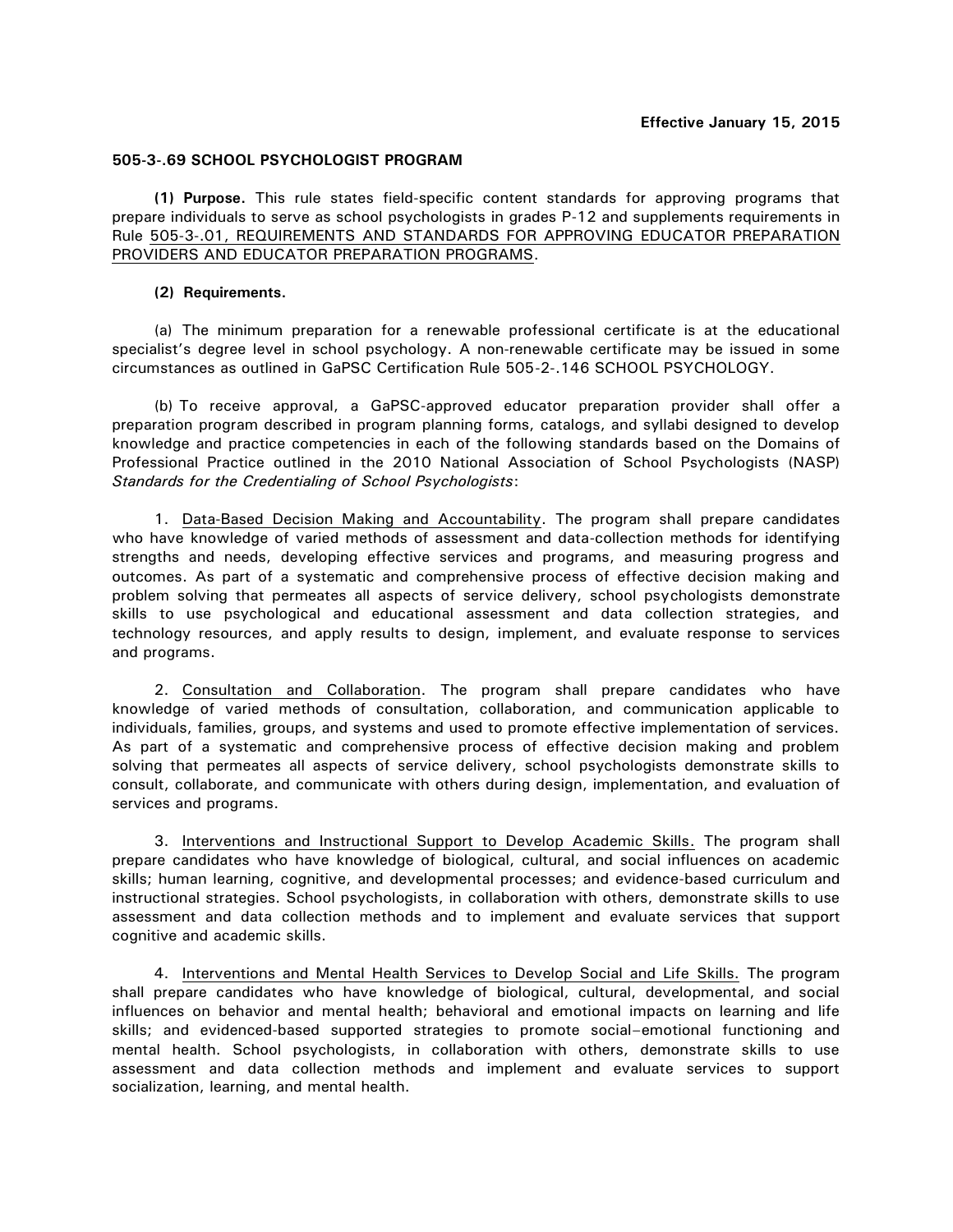**Effective January 15, 2015**

## 505-3-.69 SCHOOL PSYCHOLOGIST PROGRAM

**(1) Purpose.** This rule states field-specific content standards for approving programs that prepare individuals to serve as school psychologists in grades P-12 and supplements requirements in Rule 505-3-.01, REQUIREMENTS AND STANDARDS FOR APPROVING EDUCATOR PREPARATION PROVIDERS AND EDUCATOR PREPARATION PROGRAMS.

**(2) Requirements.**

(a) The minimum preparation for a renewable professional certificate is at the educational specialist's degree level in school psychology. A non-renewable certificate may be issued in some circumstances as outlined in GaPSC Certification Rule 505-2-.146 SCHOOL PSYCHOLOGY.

(b) To receive approval, a GaPSC-approved educator preparation provider shall offer a preparation program described in program planning forms, catalogs, and syllabi designed to develop knowledge and practice competencies in each of the following standards based on the Domains of Professional Practice outlined in the 2010 National Association of School Psychologists (NASP) *Standards for the Credentialing of School Psychologists*:

1. Data-Based Decision Making and Accountability. The program shall prepare candidates who have knowledge of varied methods of assessment and data-collection methods for identifying strengths and needs, developing effective services and programs, and measuring progress and outcomes. As part of a systematic and comprehensive process of effective decision making and problem solving that permeates all aspects of service delivery, school psychologists demonstrate skills to use psychological and educational assessment and data collection strategies, and technology resources, and apply results to design, implement, and evaluate response to services and programs.

2. Consultation and Collaboration. The program shall prepare candidates who have knowledge of varied methods of consultation, collaboration, and communication applicable to individuals, families, groups, and systems and used to promote effective implementation of services. As part of a systematic and comprehensive process of effective decision making and problem solving that permeates all aspects of service delivery, school psychologists demonstrate skills to consult, collaborate, and communicate with others during design, implementation, and evaluation of services and programs.

3. Interventions and Instructional Support to Develop Academic Skills. The program shall prepare candidates who have knowledge of biological, cultural, and social influences on academic skills; human learning, cognitive, and developmental processes; and evidence-based curriculum and instructional strategies. School psychologists, in collaboration with others, demonstrate skills to use assessment and data collection methods and to implement and evaluate services that support cognitive and academic skills.

4. Interventions and Mental Health Services to Develop Social and Life Skills. The program shall prepare candidates who have knowledge of biological, cultural, developmental, and social influences on behavior and mental health; behavioral and emotional impacts on learning and life skills; and evidenced-based supported strategies to promote social–emotional functioning and mental health. School psychologists, in collaboration with others, demonstrate skills to use assessment and data collection methods and implement and evaluate services to support socialization, learning, and mental health.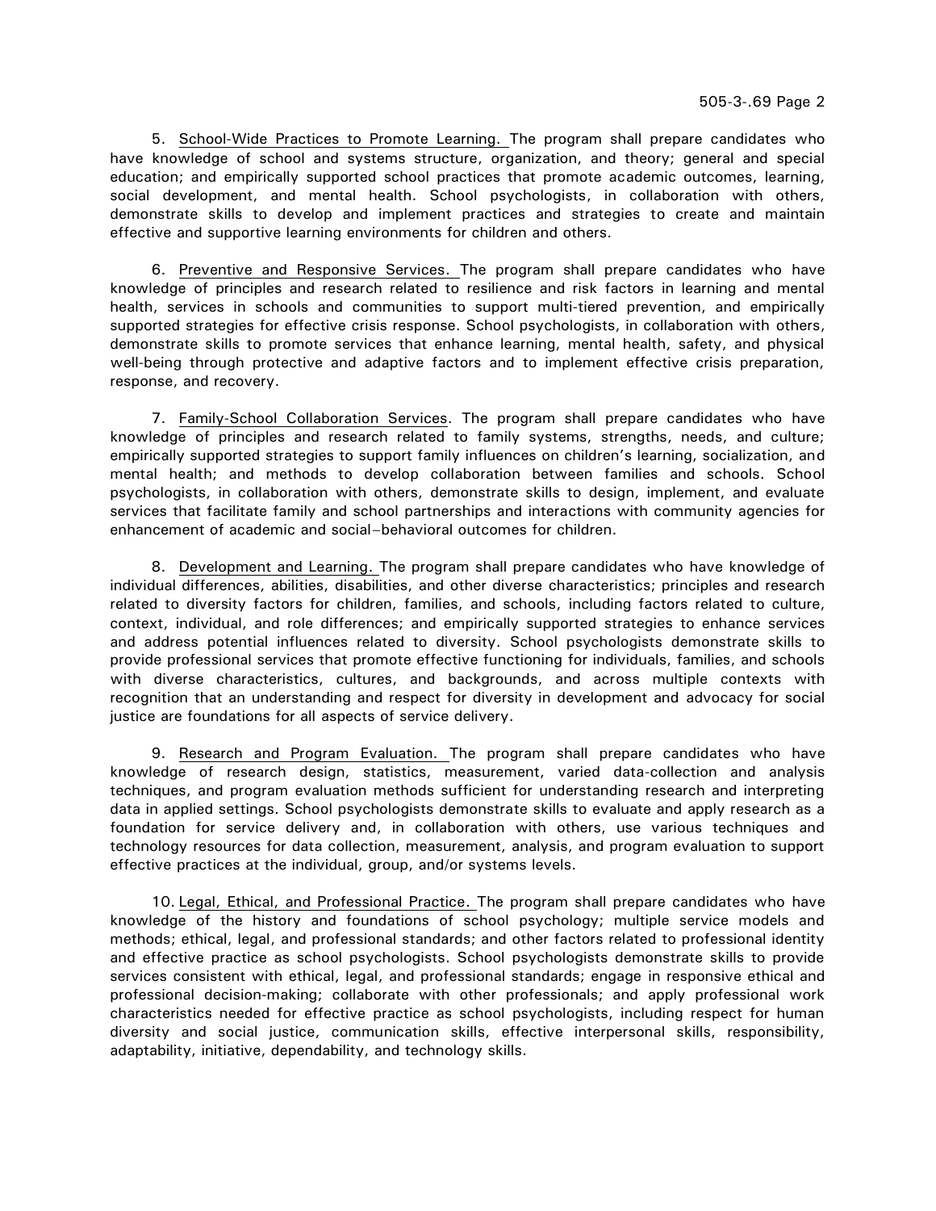5. School-Wide Practices to Promote Learning. The program shall prepare candidates who have knowledge of school and systems structure, organization, and theory; general and special education; and empirically supported school practices that promote academic outcomes, learning, social development, and mental health. School psychologists, in collaboration with others, demonstrate skills to develop and implement practices and strategies to create and maintain effective and supportive learning environments for children and others.

6. Preventive and Responsive Services. The program shall prepare candidates who have knowledge of principles and research related to resilience and risk factors in learning and mental health, services in schools and communities to support multi-tiered prevention, and empirically supported strategies for effective crisis response. School psychologists, in collaboration with others, demonstrate skills to promote services that enhance learning, mental health, safety, and physical well-being through protective and adaptive factors and to implement effective crisis preparation, response, and recovery.

7. Family-School Collaboration Services. The program shall prepare candidates who have knowledge of principles and research related to family systems, strengths, needs, and culture; empirically supported strategies to support family influences on children's learning, socialization, and mental health; and methods to develop collaboration between families and schools. School psychologists, in collaboration with others, demonstrate skills to design, implement, and evaluate services that facilitate family and school partnerships and interactions with community agencies for enhancement of academic and social–behavioral outcomes for children.

8. Development and Learning. The program shall prepare candidates who have knowledge of individual differences, abilities, disabilities, and other diverse characteristics; principles and research related to diversity factors for children, families, and schools, including factors related to culture, context, individual, and role differences; and empirically supported strategies to enhance services and address potential influences related to diversity. School psychologists demonstrate skills to provide professional services that promote effective functioning for individuals, families, and schools with diverse characteristics, cultures, and backgrounds, and across multiple contexts with recognition that an understanding and respect for diversity in development and advocacy for social justice are foundations for all aspects of service delivery.

9. Research and Program Evaluation. The program shall prepare candidates who have knowledge of research design, statistics, measurement, varied data-collection and analysis techniques, and program evaluation methods sufficient for understanding research and interpreting data in applied settings. School psychologists demonstrate skills to evaluate and apply research as a foundation for service delivery and, in collaboration with others, use various techniques and technology resources for data collection, measurement, analysis, and program evaluation to support effective practices at the individual, group, and/or systems levels.

10. Legal, Ethical, and Professional Practice. The program shall prepare candidates who have knowledge of the history and foundations of school psychology; multiple service models and methods; ethical, legal, and professional standards; and other factors related to professional identity and effective practice as school psychologists. School psychologists demonstrate skills to provide services consistent with ethical, legal, and professional standards; engage in responsive ethical and professional decision-making; collaborate with other professionals; and apply professional work characteristics needed for effective practice as school psychologists, including respect for human diversity and social justice, communication skills, effective interpersonal skills, responsibility, adaptability, initiative, dependability, and technology skills.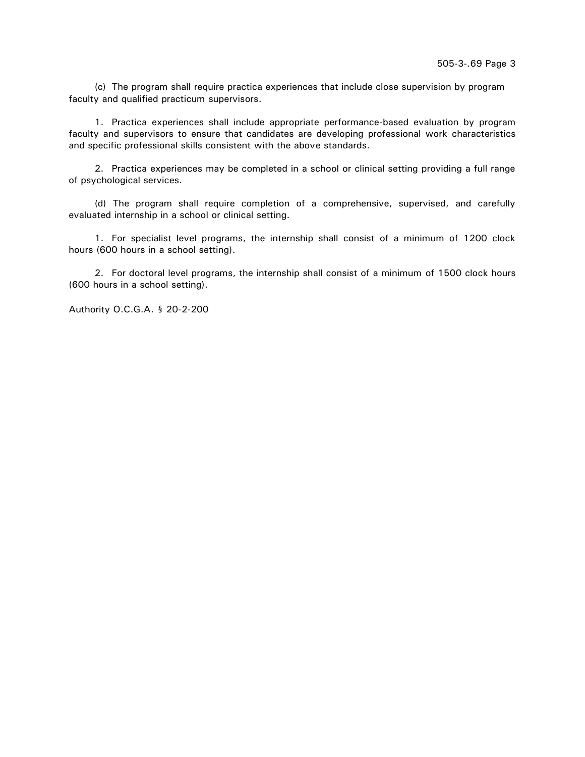(c) The program shall require practica experiences that include close supervision by program faculty and qualified practicum supervisors.

1. Practica experiences shall include appropriate performance-based evaluation by program faculty and supervisors to ensure that candidates are developing professional work characteristics and specific professional skills consistent with the above standards.

2. Practica experiences may be completed in a school or clinical setting providing a full range of psychological services.

(d) The program shall require completion of a comprehensive, supervised, and carefully evaluated internship in a school or clinical setting.

1. For specialist level programs, the internship shall consist of a minimum of 1200 clock hours (600 hours in a school setting).

2. For doctoral level programs, the internship shall consist of a minimum of 1500 clock hours (600 hours in a school setting).

Authority O.C.G.A. § 20-2-200